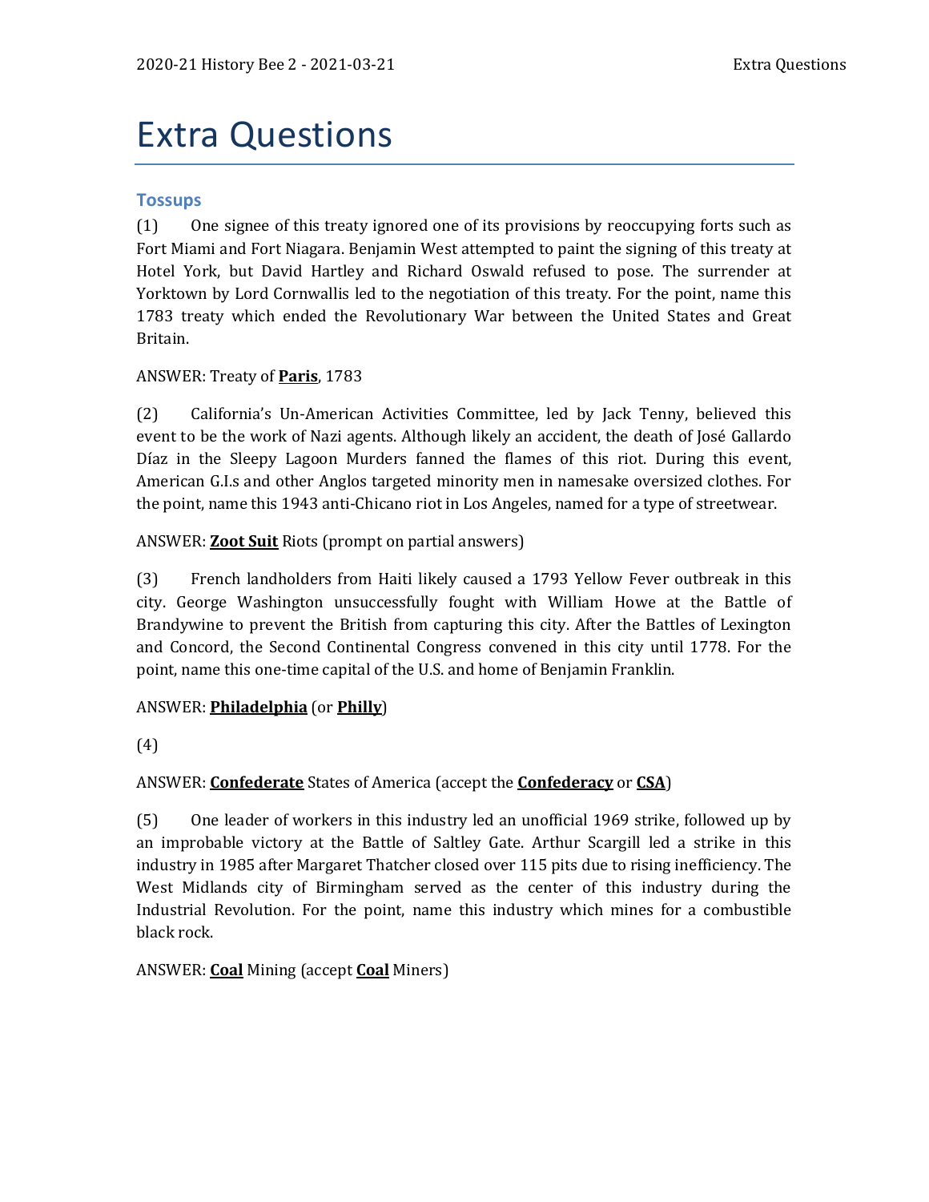# Extra Questions

## Tossups

(1) One signee of this treaty ignored one of its provisions by reoccupying forts such as Fort Miami and Fort Niagara. Benjamin West attempted to paint the signing of this treaty at Hotel York, but David Hartley and Richard Oswald refused to pose. The surrender at Yorktown by Lord Cornwallis led to the negotiation of this treaty. For the point, name this 1783 treaty which ended the Revolutionary War between the United States and Great Britain.

ANSWER: Treaty of **Paris**, 1783

(2) California's Un-American Activities Committee, led by Jack Tenny, believed this event to be the work of Nazi agents. Although likely an accident, the death of José Gallardo Díaz in the Sleepy Lagoon Murders fanned the flames of this riot. During this event, American G.I.s and other Anglos targeted minority men in namesake oversized clothes. For the point, name this 1943 anti-Chicano riot in Los Angeles, named for a type of streetwear.

ANSWER: **Zoot Suit** Riots (prompt on partial answers)

(3) French landholders from Haiti likely caused a 1793 Yellow Fever outbreak in this city. George Washington unsuccessfully fought with William Howe at the Battle of Brandywine to prevent the British from capturing this city. After the Battles of Lexington and Concord, the Second Continental Congress convened in this city until 1778. For the point, name this one-time capital of the U.S. and home of Benjamin Franklin.

ANSWER: **Philadelphia** (or **Philly**)

(4)

ANSWER: **Confederate** States of America (accept the **Confederacy** or **CSA**)

(5) One leader of workers in this industry led an unofficial 1969 strike, followed up by an improbable victory at the Battle of Saltley Gate. Arthur Scargill led a strike in this industry in 1985 after Margaret Thatcher closed over 115 pits due to rising inefficiency. The West Midlands city of Birmingham served as the center of this industry during the Industrial Revolution. For the point, name this industry which mines for a combustible black rock.

ANSWER: **Coal** Mining (accept **Coal** Miners)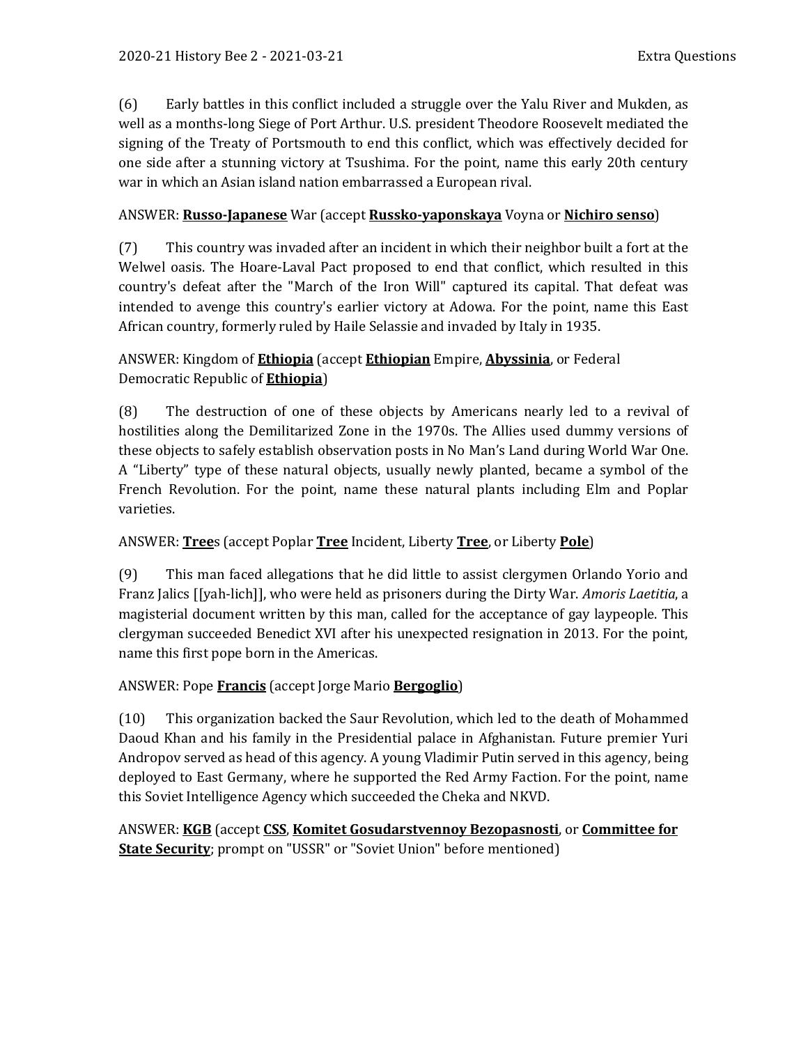(6) Early battles in this conflict included a struggle over the Yalu River and Mukden, as well as a months-long Siege of Port Arthur. U.S. president Theodore Roosevelt mediated the signing of the Treaty of Portsmouth to end this conflict, which was effectively decided for one side after a stunning victory at Tsushima. For the point, name this early 20th century war in which an Asian island nation embarrassed a European rival.

ANSWER: **Russo-Japanese** War (accept **Russko-yaponskaya** Voyna or **Nichiro senso**)

(7) This country was invaded after an incident in which their neighbor built a fort at the Welwel oasis. The Hoare-Laval Pact proposed to end that conflict, which resulted in this country's defeat after the "March of the Iron Will" captured its capital. That defeat was intended to avenge this country's earlier victory at Adowa. For the point, name this East African country, formerly ruled by Haile Selassie and invaded by Italy in 1935.

ANSWER: Kingdom of **Ethiopia** (accept **Ethiopian** Empire, **Abyssinia**, or Federal Democratic Republic of **Ethiopia**)

(8) The destruction of one of these objects by Americans nearly led to a revival of hostilities along the Demilitarized Zone in the 1970s. The Allies used dummy versions of these objects to safely establish observation posts in No Man's Land during World War One. A "Liberty" type of these natural objects, usually newly planted, became a symbol of the French Revolution. For the point, name these natural plants including Elm and Poplar varieties.

ANSWER: **Tree**s (accept Poplar **Tree** Incident, Liberty **Tree**, or Liberty **Pole**)

(9) This man faced allegations that he did little to assist clergymen Orlando Yorio and Franz Jalics [[yah-lich]], who were held as prisoners during the Dirty War. *Amoris Laetitia*, a magisterial document written by this man, called for the acceptance of gay laypeople. This clergyman succeeded Benedict XVI after his unexpected resignation in 2013. For the point, name this first pope born in the Americas.

ANSWER: Pope **Francis** (accept Jorge Mario **Bergoglio**)

(10) This organization backed the Saur Revolution, which led to the death of Mohammed Daoud Khan and his family in the Presidential palace in Afghanistan. Future premier Yuri Andropov served as head of this agency. A young Vladimir Putin served in this agency, being deployed to East Germany, where he supported the Red Army Faction. For the point, name this Soviet Intelligence Agency which succeeded the Cheka and NKVD.

ANSWER: **KGB** (accept **CSS**, **Komitet Gosudarstvennoy Bezopasnosti**, or **Committee for State Security**; prompt on "USSR" or "Soviet Union" before mentioned)